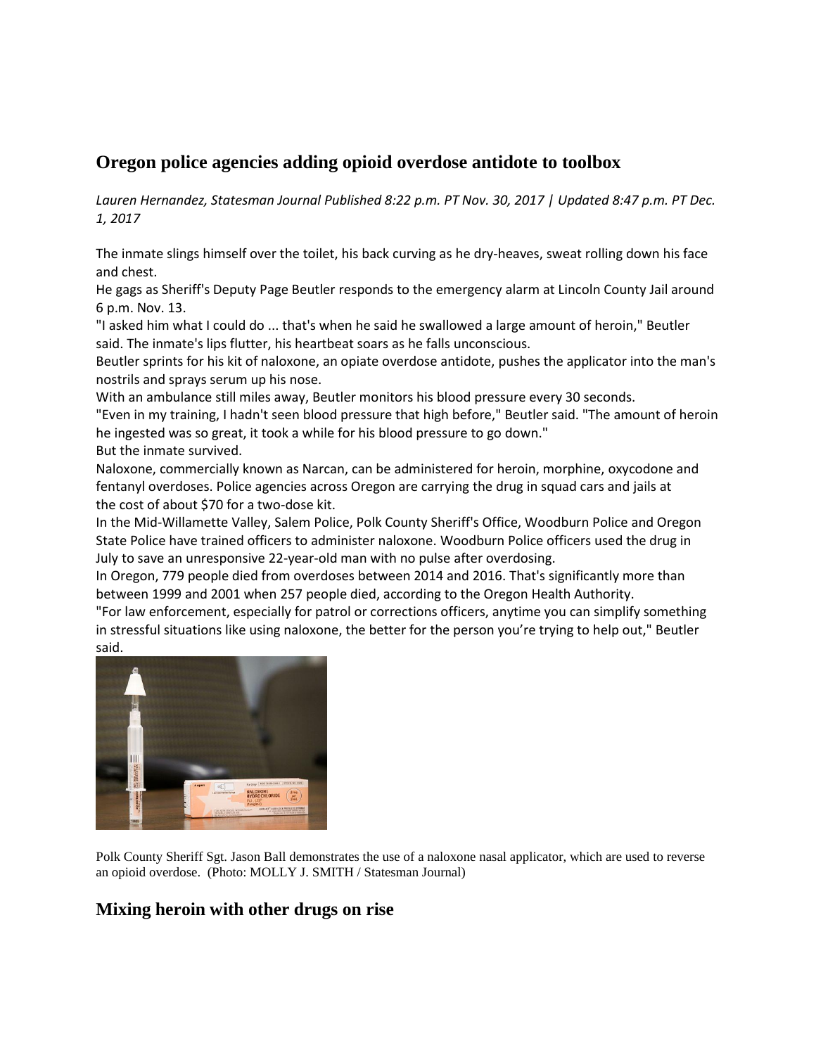## Oregon police agencies adding opioid overdose antidote to toolbox

*Lauren Hernandez, Statesman Journal Published 8:22 p.m. PT Nov. 30, 2017 | Updated 8:47 p.m. PT Dec. 1, 2017*

The inmate slings himself over the toilet, his back curving as he dry-heaves, sweat rolling down his face and chest.

He gags as Sheriff's Deputy Page Beutler responds to the emergency alarm at Lincoln County Jail around 6 p.m. Nov. 13.

"I asked him what I could do ... that's when he said he swallowed a large amount of heroin," Beutler said. The inmate's lips flutter, his heartbeat soars as he falls unconscious.

Beutler sprints for his kit of naloxone, an opiate overdose antidote, pushes the applicator into the man's nostrils and sprays serum up his nose.

With an ambulance still miles away, Beutler monitors his blood pressure every 30 seconds.

"Even in my training, I hadn't seen blood pressure that high before," Beutler said. "The amount of heroin he ingested was so great, it took a while for his blood pressure to go down."

But the inmate survived.

Naloxone, commercially known as Narcan, can be administered for heroin, morphine, oxycodone and fentanyl overdoses. Police agencies across Oregon are carrying the drug in squad cars and jails at the cost of about $70 for a two-dose kit.

In the Mid-Willamette Valley, Salem Police, Polk County Sheriff's Office, Woodburn Police and Oregon State Police have trained officers to administer naloxone. Woodburn Police officers used the drug in July to save an unresponsive 22-year-old man with no pulse after overdosing.

In Oregon, 779 people died from overdoses between 2014 and 2016. That's significantly more than between 1999 and 2001 when 257 people died, according to the Oregon Health Authority.

"For law enforcement, especially for patrol or corrections officers, anytime you can simplify something in stressful situations like using naloxone, the better for the person you're trying to help out," Beutler said.

Polk County Sheriff Sgt. Jason Ball demonstrates the use of a naloxone nasal applicator, which are used to reverse an opioid overdose. (Photo: MOLLY J. SMITH / Statesman Journal)

## Mixing heroin with other drugs on rise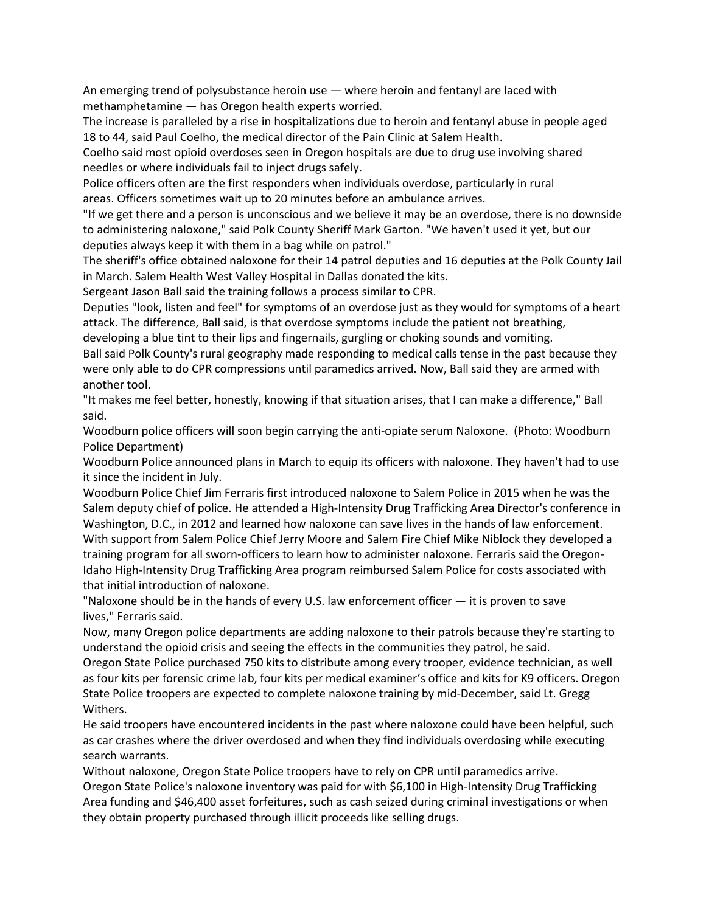An emerging trend of polysubstance heroin use — where heroin and fentanyl are laced with methamphetamine — has Oregon health experts worried.

The increase is paralleled by a rise in hospitalizations due to heroin and fentanyl abuse in people aged 18 to 44, said Paul Coelho, the medical director of the Pain Clinic at Salem Health.

Coelho said most opioid overdoses seen in Oregon hospitals are due to drug use involving shared needles or where individuals fail to inject drugs safely.

Police officers often are the first responders when individuals overdose, particularly in rural areas. Officers sometimes wait up to 20 minutes before an ambulance arrives.

"If we get there and a person is unconscious and we believe it may be an overdose, there is no downside to administering naloxone," said Polk County Sheriff Mark Garton. "We haven't used it yet, but our deputies always keep it with them in a bag while on patrol."

The sheriff's office obtained naloxone for their 14 patrol deputies and 16 deputies at the Polk County Jail in March. Salem Health West Valley Hospital in Dallas donated the kits.

Sergeant Jason Ball said the training follows a process similar to CPR.

Deputies "look, listen and feel" for symptoms of an overdose just as they would for symptoms of a heart attack. The difference, Ball said, is that overdose symptoms include the patient not breathing, developing a blue tint to their lips and fingernails, gurgling or choking sounds and vomiting.

Ball said Polk County's rural geography made responding to medical calls tense in the past because they were only able to do CPR compressions until paramedics arrived. Now, Ball said they are armed with another tool.

"It makes me feel better, honestly, knowing if that situation arises, that I can make a difference," Ball said.

Woodburn police officers will soon begin carrying the anti-opiate serum Naloxone. (Photo: Woodburn Police Department)

Woodburn Police announced plans in March to equip its officers with naloxone. They haven't had to use it since the incident in July.

Woodburn Police Chief Jim Ferraris first introduced naloxone to Salem Police in 2015 when he was the Salem deputy chief of police. He attended a High-Intensity Drug Trafficking Area Director's conference in Washington, D.C., in 2012 and learned how naloxone can save lives in the hands of law enforcement.

With support from Salem Police Chief Jerry Moore and Salem Fire Chief Mike Niblock they developed a training program for all sworn-officers to learn how to administer naloxone. Ferraris said the Oregon-Idaho High-Intensity Drug Trafficking Area program reimbursed Salem Police for costs associated with that initial introduction of naloxone.

"Naloxone should be in the hands of every U.S. law enforcement officer — it is proven to save lives," Ferraris said.

Now, many Oregon police departments are adding naloxone to their patrols because they're starting to understand the opioid crisis and seeing the effects in the communities they patrol, he said.

Oregon State Police purchased 750 kits to distribute among every trooper, evidence technician, as well as four kits per forensic crime lab, four kits per medical examiner's office and kits for K9 officers. Oregon State Police troopers are expected to complete naloxone training by mid-December, said Lt. Gregg Withers.

He said troopers have encountered incidents in the past where naloxone could have been helpful, such as car crashes where the driver overdosed and when they find individuals overdosing while executing search warrants.

Without naloxone, Oregon State Police troopers have to rely on CPR until paramedics arrive.

Oregon State Police's naloxone inventory was paid for with $6,100 in High-Intensity Drug Trafficking Area funding and $46,400 asset forfeitures, such as cash seized during criminal investigations or when they obtain property purchased through illicit proceeds like selling drugs.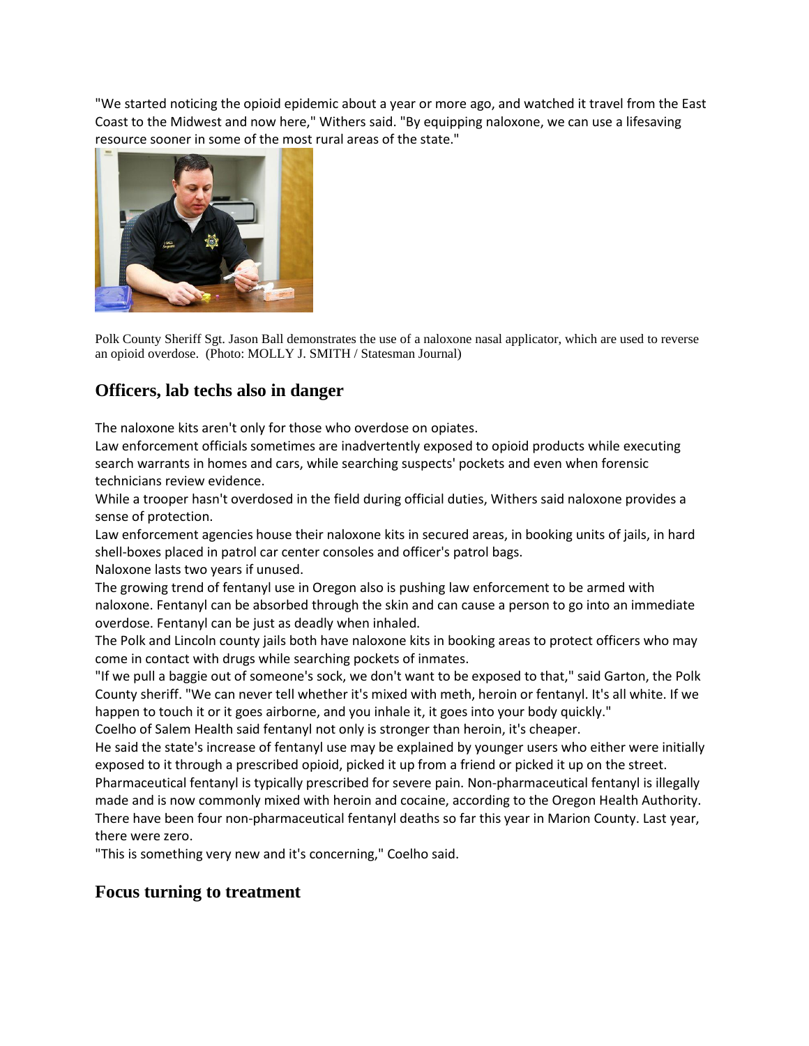"We started noticing the opioid epidemic about a year or more ago, and watched it travel from the East Coast to the Midwest and now here," Withers said. "By equipping naloxone, we can use a lifesaving resource sooner in some of the most rural areas of the state."

Polk County Sheriff Sgt. Jason Ball demonstrates the use of a naloxone nasal applicator, which are used to reverse an opioid overdose. (Photo: MOLLY J. SMITH / Statesman Journal)

## Officers, lab techs also in danger

The naloxone kits aren't only for those who overdose on opiates.

Law enforcement officials sometimes are inadvertently exposed to opioid products while executing search warrants in homes and cars, while searching suspects' pockets and even when forensic technicians review evidence.

While a trooper hasn't overdosed in the field during official duties, Withers said naloxone provides a sense of protection.

Law enforcement agencies house their naloxone kits in secured areas, in booking units of jails, in hard shell-boxes placed in patrol car center consoles and officer's patrol bags.

Naloxone lasts two years if unused.

The growing trend of fentanyl use in Oregon also is pushing law enforcement to be armed with naloxone. Fentanyl can be absorbed through the skin and can cause a person to go into an immediate overdose. Fentanyl can be just as deadly when inhaled.

The Polk and Lincoln county jails both have naloxone kits in booking areas to protect officers who may come in contact with drugs while searching pockets of inmates.

"If we pull a baggie out of someone's sock, we don't want to be exposed to that," said Garton, the Polk County sheriff. "We can never tell whether it's mixed with meth, heroin or fentanyl. It's all white. If we happen to touch it or it goes airborne, and you inhale it, it goes into your body quickly."

Coelho of Salem Health said fentanyl not only is stronger than heroin, it's cheaper.

He said the state's increase of fentanyl use may be explained by younger users who either were initially exposed to it through a prescribed opioid, picked it up from a friend or picked it up on the street.

Pharmaceutical fentanyl is typically prescribed for severe pain. Non-pharmaceutical fentanyl is illegally made and is now commonly mixed with heroin and cocaine, according to the Oregon Health Authority.

There have been four non-pharmaceutical fentanyl deaths so far this year in Marion County. Last year, there were zero.

"This is something very new and it's concerning," Coelho said.

## Focus turning to treatment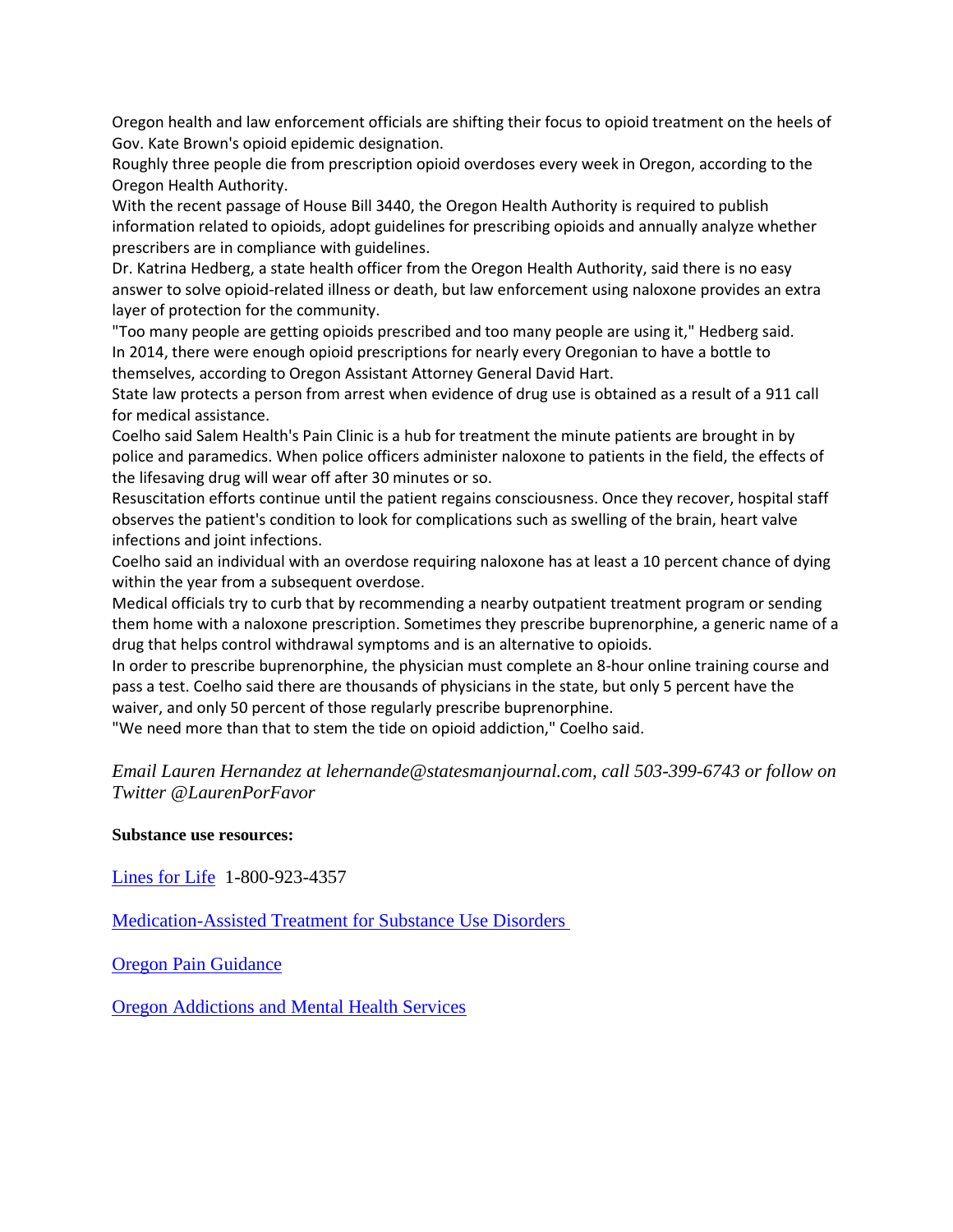Oregon health and law enforcement officials are shifting their focus to opioid treatment on the heels of Gov. Kate Brown's opioid epidemic designation.

Roughly three people die from prescription opioid overdoses every week in Oregon, according to the Oregon Health Authority.

With the recent passage of House Bill 3440, the Oregon Health Authority is required to publish information related to opioids, adopt guidelines for prescribing opioids and annually analyze whether prescribers are in compliance with guidelines.

Dr. Katrina Hedberg, a state health officer from the Oregon Health Authority, said there is no easy answer to solve opioid-related illness or death, but law enforcement using naloxone provides an extra layer of protection for the community.

"Too many people are getting opioids prescribed and too many people are using it," Hedberg said.

In 2014, there were enough opioid prescriptions for nearly every Oregonian to have a bottle to themselves, according to Oregon Assistant Attorney General David Hart.

State law protects a person from arrest when evidence of drug use is obtained as a result of a 911 call for medical assistance.

Coelho said Salem Health's Pain Clinic is a hub for treatment the minute patients are brought in by police and paramedics. When police officers administer naloxone to patients in the field, the effects of the lifesaving drug will wear off after 30 minutes or so.

Resuscitation efforts continue until the patient regains consciousness. Once they recover, hospital staff observes the patient's condition to look for complications such as swelling of the brain, heart valve infections and joint infections.

Coelho said an individual with an overdose requiring naloxone has at least a 10 percent chance of dying within the year from a subsequent overdose.

Medical officials try to curb that by recommending a nearby outpatient treatment program or sending them home with a naloxone prescription. Sometimes they prescribe buprenorphine, a generic name of a drug that helps control withdrawal symptoms and is an alternative to opioids.

In order to prescribe buprenorphine, the physician must complete an 8-hour online training course and pass a test. Coelho said there are thousands of physicians in the state, but only 5 percent have the waiver, and only 50 percent of those regularly prescribe buprenorphine.

"We need more than that to stem the tide on opioid addiction," Coelho said.

*Email Lauren Hernandez at lehernande@statesmanjournal.com, call 503-399-6743 or follow on Twitter @LaurenPorFavor*

**Substance use resources:**

Lines for Life 1-800-923-4357

Medication-Assisted Treatment for Substance Use Disorders

Oregon Pain Guidance

Oregon Addictions and Mental Health Services